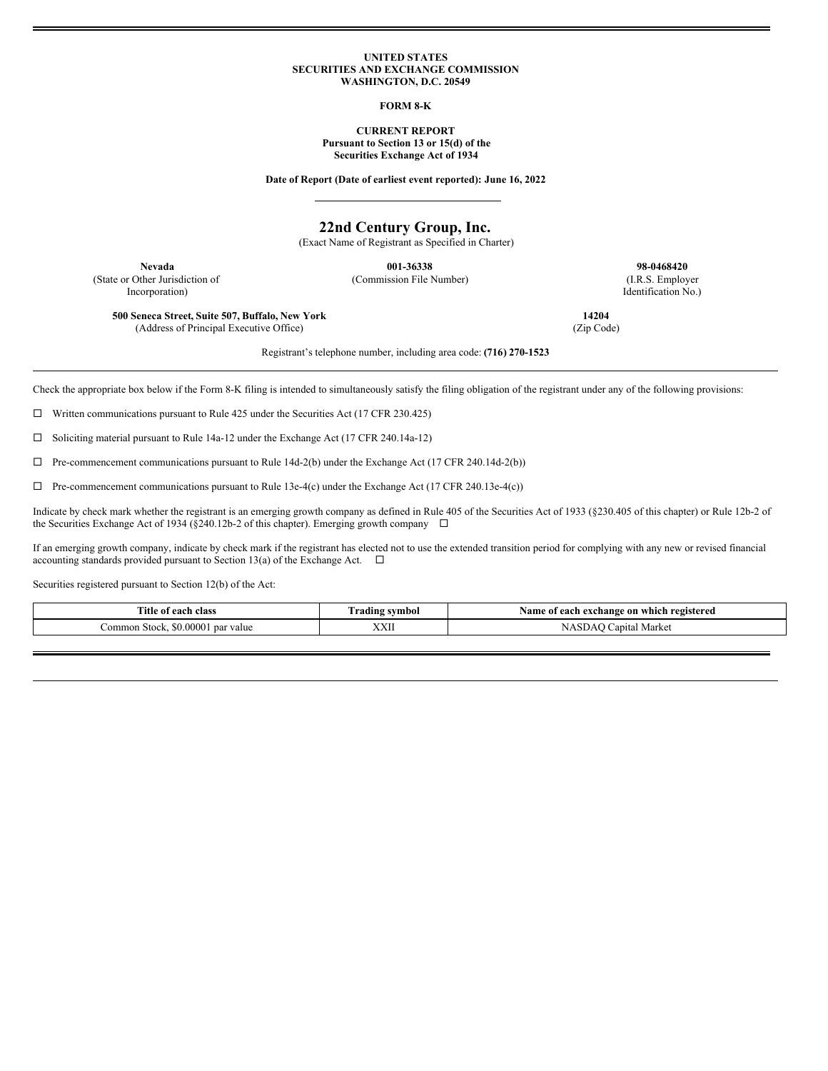**UNITED STATES**
**SECURITIES AND EXCHANGE COMMISSION**
**WASHINGTON, D.C. 20549**

**FORM 8-K**

**CURRENT REPORT**
**Pursuant to Section 13 or 15(d) of the**
**Securities Exchange Act of 1934**

**Date of Report (Date of earliest event reported): June 16, 2022**

# 22nd Century Group, Inc.

(Exact Name of Registrant as Specified in Charter)

| **Nevada** | **001-36338** | **98-0468420** |
|---|---|---|
| (State or Other Jurisdiction of Incorporation) | (Commission File Number) | (I.R.S. Employer Identification No.) |

| **500 Seneca Street, Suite 507, Buffalo, New York** | **14204** |
|---|---|
| (Address of Principal Executive Office) | (Zip Code) |

Registrant's telephone number, including area code: **(716) 270-1523**

Check the appropriate box below if the Form 8-K filing is intended to simultaneously satisfy the filing obligation of the registrant under any of the following provisions:

☐ Written communications pursuant to Rule 425 under the Securities Act (17 CFR 230.425)

☐ Soliciting material pursuant to Rule 14a-12 under the Exchange Act (17 CFR 240.14a-12)

☐ Pre-commencement communications pursuant to Rule 14d-2(b) under the Exchange Act (17 CFR 240.14d-2(b))

☐ Pre-commencement communications pursuant to Rule 13e-4(c) under the Exchange Act (17 CFR 240.13e-4(c))

Indicate by check mark whether the registrant is an emerging growth company as defined in Rule 405 of the Securities Act of 1933 (§230.405 of this chapter) or Rule 12b-2 of the Securities Exchange Act of 1934 (§240.12b-2 of this chapter). Emerging growth company ☐

If an emerging growth company, indicate by check mark if the registrant has elected not to use the extended transition period for complying with any new or revised financial accounting standards provided pursuant to Section 13(a) of the Exchange Act. ☐

Securities registered pursuant to Section 12(b) of the Act:

| Title of each class | Trading symbol | Name of each exchange on which registered |
|---|---|---|
| Common Stock, $0.00001 par value | XXII | NASDAQ Capital Market |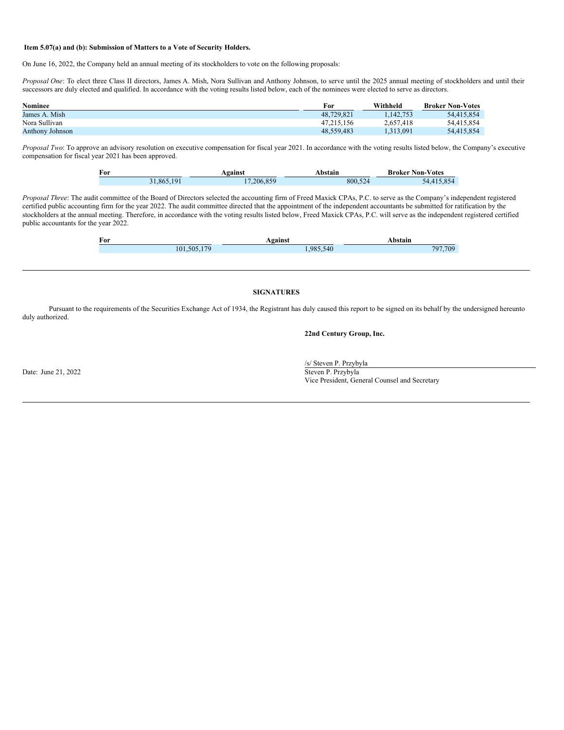**Item 5.07(a) and (b): Submission of Matters to a Vote of Security Holders.**

On June 16, 2022, the Company held an annual meeting of its stockholders to vote on the following proposals:

*Proposal One*: To elect three Class II directors, James A. Mish, Nora Sullivan and Anthony Johnson, to serve until the 2025 annual meeting of stockholders and until their successors are duly elected and qualified. In accordance with the voting results listed below, each of the nominees were elected to serve as directors.

| Nominee | For | Withheld | Broker Non-Votes |
|---|---|---|---|
| James A. Mish | 48,729,821 | 1,142,753 | 54,415,854 |
| Nora Sullivan | 47,215,156 | 2,657,418 | 54,415,854 |
| Anthony Johnson | 48,559,483 | 1,313,091 | 54,415,854 |

*Proposal Two*: To approve an advisory resolution on executive compensation for fiscal year 2021. In accordance with the voting results listed below, the Company's executive compensation for fiscal year 2021 has been approved.

| For | Against | Abstain | Broker Non-Votes |
|---|---|---|---|
| 31,865,191 | 17,206,859 | 800,524 | 54,415,854 |

*Proposal Three*: The audit committee of the Board of Directors selected the accounting firm of Freed Maxick CPAs, P.C. to serve as the Company's independent registered certified public accounting firm for the year 2022. The audit committee directed that the appointment of the independent accountants be submitted for ratification by the stockholders at the annual meeting. Therefore, in accordance with the voting results listed below, Freed Maxick CPAs, P.C. will serve as the independent registered certified public accountants for the year 2022.

| For | Against | Abstain |
|---|---|---|
| 101,505,179 | 1,985,540 | 797,709 |

---

**SIGNATURES**

Pursuant to the requirements of the Securities Exchange Act of 1934, the Registrant has duly caused this report to be signed on its behalf by the undersigned hereunto duly authorized.

**22nd Century Group, Inc.**

/s/ Steven P. Przybyla
Steven P. Przybyla
Vice President, General Counsel and Secretary

Date: June 21, 2022